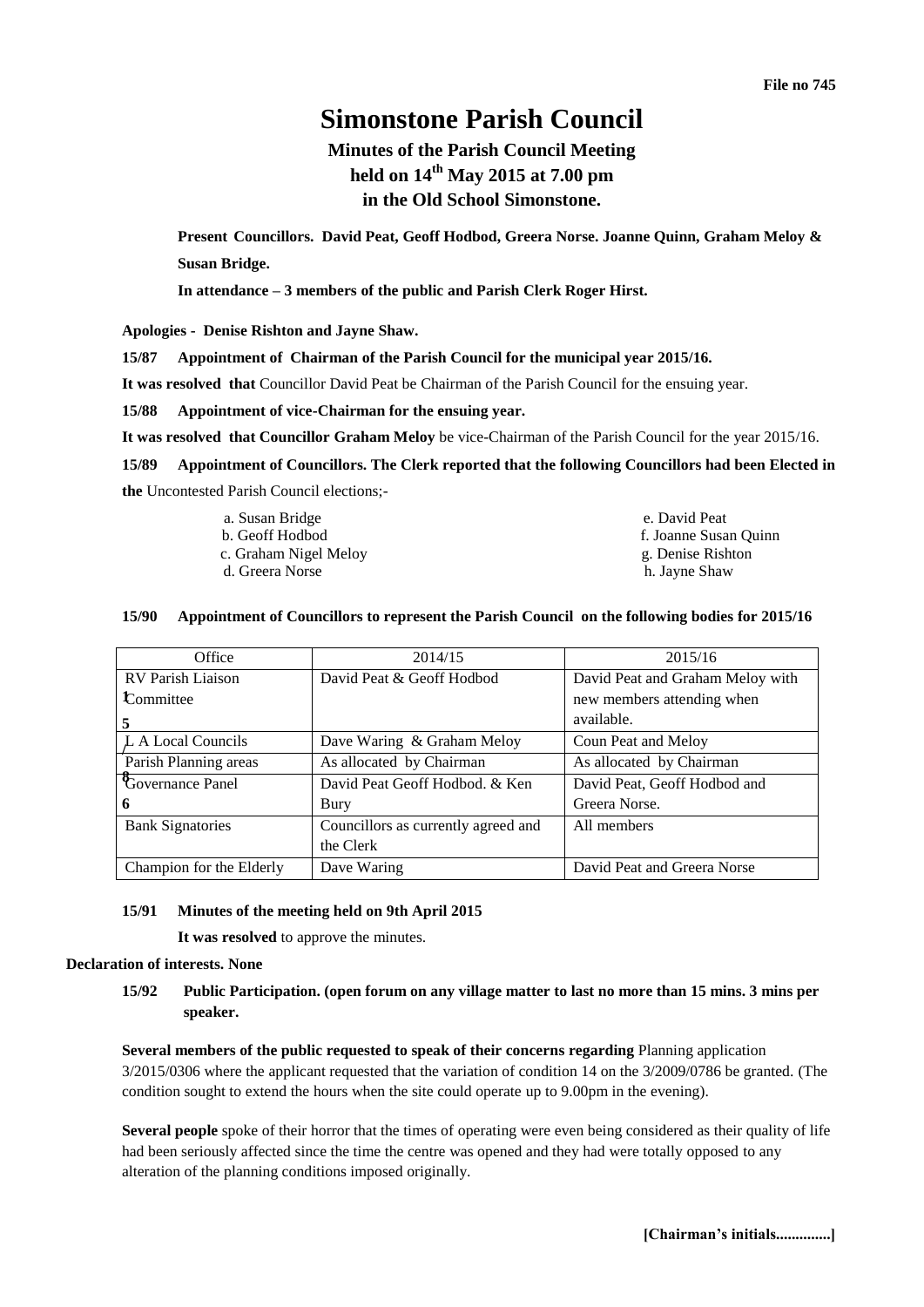**File no 745**

# Simonstone Parish Council

## Minutes of the Parish Council Meeting held on 14th May 2015 at 7.00 pm in the Old School Simonstone.

**Present Councillors. David Peat, Geoff Hodbod, Greera Norse. Joanne Quinn, Graham Meloy & Susan Bridge.**

**In attendance – 3 members of the public and Parish Clerk Roger Hirst.**

**Apologies - Denise Rishton and Jayne Shaw.**

**15/87 Appointment of Chairman of the Parish Council for the municipal year 2015/16.**

**It was resolved that** Councillor David Peat be Chairman of the Parish Council for the ensuing year.

**15/88 Appointment of vice-Chairman for the ensuing year.**

**It was resolved that Councillor Graham Meloy** be vice-Chairman of the Parish Council for the year 2015/16.

**15/89 Appointment of Councillors. The Clerk reported that the following Councillors had been Elected in the** Uncontested Parish Council elections;-

a. Susan Bridge
b. Geoff Hodbod
c. Graham Nigel Meloy
d. Greera Norse
e. David Peat
f. Joanne Susan Quinn
g. Denise Rishton
h. Jayne Shaw

**15/90 Appointment of Councillors to represent the Parish Council on the following bodies for 2015/16**

| Office | 2014/15 | 2015/16 |
|---|---|---|
| RV Parish Liaison Committee | David Peat & Geoff Hodbod | David Peat and Graham Meloy with new members attending when available. |
| L A Local Councils | Dave Waring & Graham Meloy | Coun Peat and Meloy |
| Parish Planning areas | As allocated by Chairman | As allocated by Chairman |
| Governance Panel | David Peat Geoff Hodbod. & Ken Bury | David Peat, Geoff Hodbod and Greera Norse. |
| Bank Signatories | Councillors as currently agreed and the Clerk | All members |
| Champion for the Elderly | Dave Waring | David Peat and Greera Norse |

**15/91 Minutes of the meeting held on 9th April 2015**

**It was resolved** to approve the minutes.

**Declaration of interests. None**

**15/92 Public Participation. (open forum on any village matter to last no more than 15 mins. 3 mins per speaker.**

**Several members of the public requested to speak of their concerns regarding** Planning application 3/2015/0306 where the applicant requested that the variation of condition 14 on the 3/2009/0786 be granted. (The condition sought to extend the hours when the site could operate up to 9.00pm in the evening).

**Several people** spoke of their horror that the times of operating were even being considered as their quality of life had been seriously affected since the time the centre was opened and they had were totally opposed to any alteration of the planning conditions imposed originally.

**[Chairman's initials.............]**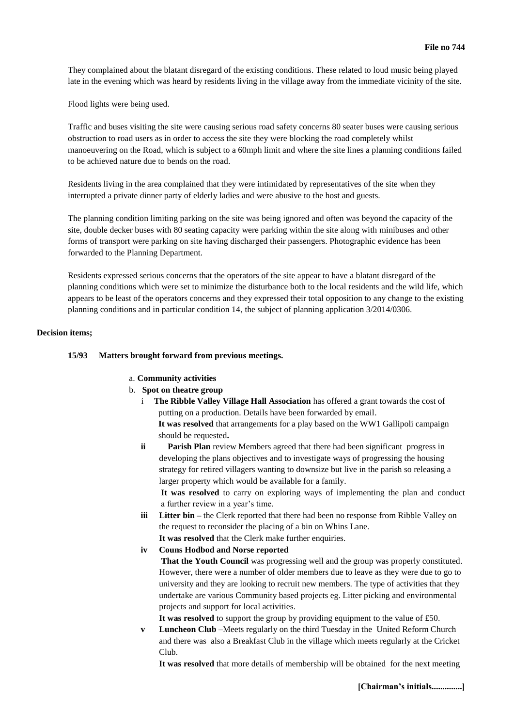They complained about the blatant disregard of the existing conditions. These related to loud music being played late in the evening which was heard by residents living in the village away from the immediate vicinity of the site.

Flood lights were being used.

Traffic and buses visiting the site were causing serious road safety concerns 80 seater buses were causing serious obstruction to road users as in order to access the site they were blocking the road completely whilst manoeuvering on the Road, which is subject to a 60mph limit and where the site lines a planning conditions failed to be achieved nature due to bends on the road.

Residents living in the area complained that they were intimidated by representatives of the site when they interrupted a private dinner party of elderly ladies and were abusive to the host and guests.

The planning condition limiting parking on the site was being ignored and often was beyond the capacity of the site, double decker buses with 80 seating capacity were parking within the site along with minibuses and other forms of transport were parking on site having discharged their passengers. Photographic evidence has been forwarded to the Planning Department.

Residents expressed serious concerns that the operators of the site appear to have a blatant disregard of the planning conditions which were set to minimize the disturbance both to the local residents and the wild life, which appears to be least of the operators concerns and they expressed their total opposition to any change to the existing planning conditions and in particular condition 14, the subject of planning application 3/2014/0306.

**Decision items;**

**15/93 Matters brought forward from previous meetings.**

a. **Community activities**

b. **Spot on theatre group**

i **The Ribble Valley Village Hall Association** has offered a grant towards the cost of putting on a production. Details have been forwarded by email.
**It was resolved** that arrangements for a play based on the WW1 Gallipoli campaign should be requested**.**

**ii** **Parish Plan** review Members agreed that there had been significant progress in developing the plans objectives and to investigate ways of progressing the housing strategy for retired villagers wanting to downsize but live in the parish so releasing a larger property which would be available for a family.
**It was resolved** to carry on exploring ways of implementing the plan and conduct a further review in a year's time.

**iii** **Litter bin –** the Clerk reported that there had been no response from Ribble Valley on the request to reconsider the placing of a bin on Whins Lane.
**It was resolved** that the Clerk make further enquiries.

**iv** **Couns Hodbod and Norse reported**
**That the Youth Council** was progressing well and the group was properly constituted. However, there were a number of older members due to leave as they were due to go to university and they are looking to recruit new members. The type of activities that they undertake are various Community based projects eg. Litter picking and environmental projects and support for local activities.
**It was resolved** to support the group by providing equipment to the value of £50.

**v** **Luncheon Club** –Meets regularly on the third Tuesday in the United Reform Church and there was also a Breakfast Club in the village which meets regularly at the Cricket Club.
**It was resolved** that more details of membership will be obtained for the next meeting

**[Chairman's initials..............]**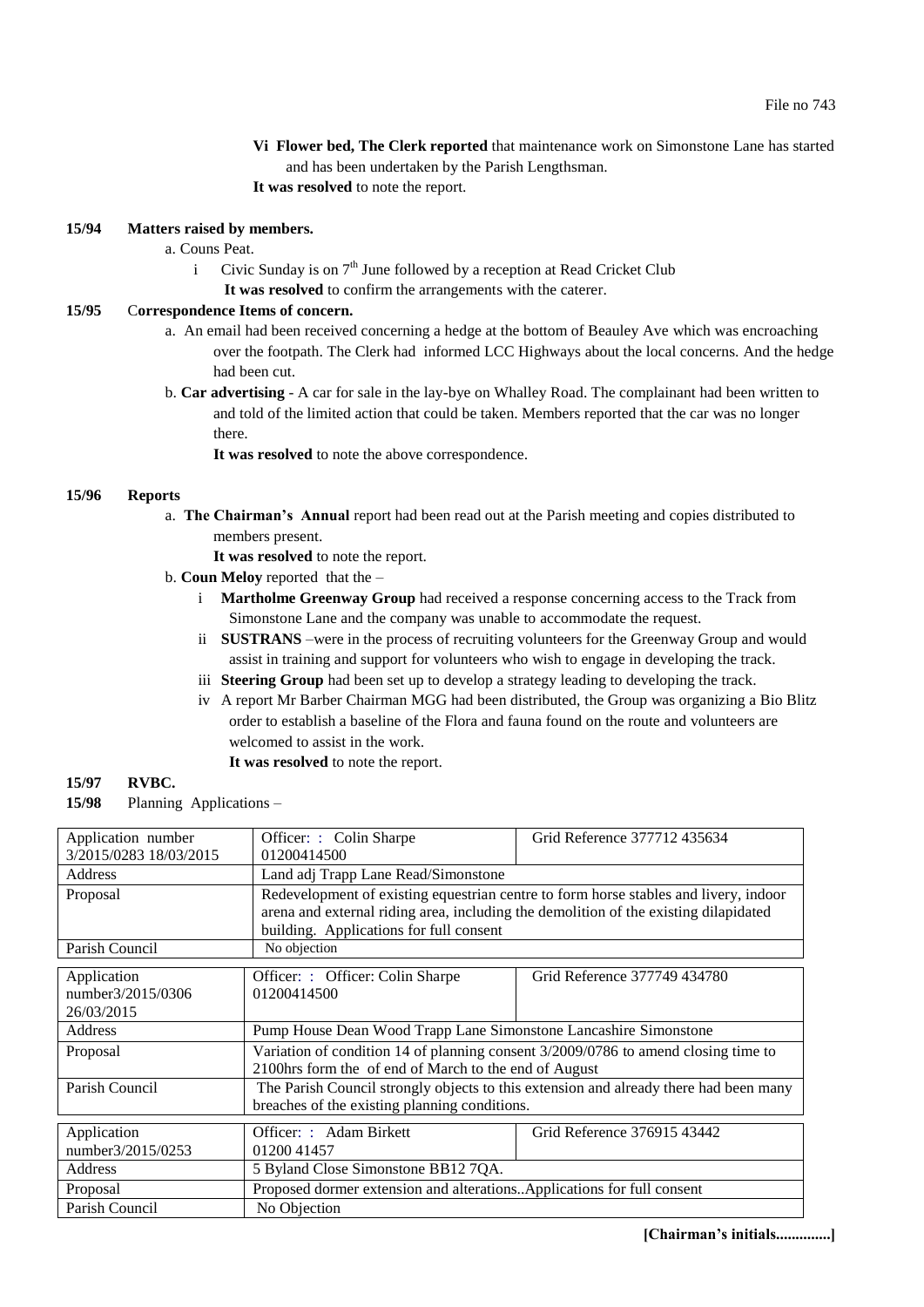File no 743

**Vi Flower bed, The Clerk reported** that maintenance work on Simonstone Lane has started and has been undertaken by the Parish Lengthsman.

**It was resolved** to note the report.

**15/94 Matters raised by members.**

a. Couns Peat.

i Civic Sunday is on 7th June followed by a reception at Read Cricket Club

**It was resolved** to confirm the arrangements with the caterer.

**15/95 Correspondence Items of concern.**

a. An email had been received concerning a hedge at the bottom of Beauley Ave which was encroaching over the footpath. The Clerk had informed LCC Highways about the local concerns. And the hedge had been cut.

b. **Car advertising** - A car for sale in the lay-bye on Whalley Road. The complainant had been written to and told of the limited action that could be taken. Members reported that the car was no longer there.

**It was resolved** to note the above correspondence.

**15/96 Reports**

a. **The Chairman's Annual** report had been read out at the Parish meeting and copies distributed to members present.

**It was resolved** to note the report.

b. **Coun Meloy** reported that the –

i **Martholme Greenway Group** had received a response concerning access to the Track from Simonstone Lane and the company was unable to accommodate the request.

ii **SUSTRANS** –were in the process of recruiting volunteers for the Greenway Group and would assist in training and support for volunteers who wish to engage in developing the track.

iii **Steering Group** had been set up to develop a strategy leading to developing the track.

iv A report Mr Barber Chairman MGG had been distributed, the Group was organizing a Bio Blitz order to establish a baseline of the Flora and fauna found on the route and volunteers are welcomed to assist in the work.

**It was resolved** to note the report.

**15/97 RVBC.**

**15/98** Planning Applications –

| Application number 3/2015/0283 18/03/2015 | Officer: : Colin Sharpe 01200414500 | Grid Reference 377712 435634 |
|---|---|---|
| Address | Land adj Trapp Lane Read/Simonstone | |
| Proposal | Redevelopment of existing equestrian centre to form horse stables and livery, indoor arena and external riding area, including the demolition of the existing dilapidated building. Applications for full consent | |
| Parish Council | No objection | |

| Application number3/2015/0306 26/03/2015 | Officer: : Officer: Colin Sharpe 01200414500 | Grid Reference 377749 434780 |
|---|---|---|
| Address | Pump House Dean Wood Trapp Lane Simonstone Lancashire Simonstone | |
| Proposal | Variation of condition 14 of planning consent 3/2009/0786 to amend closing time to 2100hrs form the of end of March to the end of August | |
| Parish Council | The Parish Council strongly objects to this extension and already there had been many breaches of the existing planning conditions. | |

| Application number3/2015/0253 | Officer: : Adam Birkett 01200 41457 | Grid Reference 376915 43442 |
|---|---|---|
| Address | 5 Byland Close Simonstone BB12 7QA. | |
| Proposal | Proposed dormer extension and alterations..Applications for full consent | |
| Parish Council | No Objection | |

**[Chairman's initials..............]**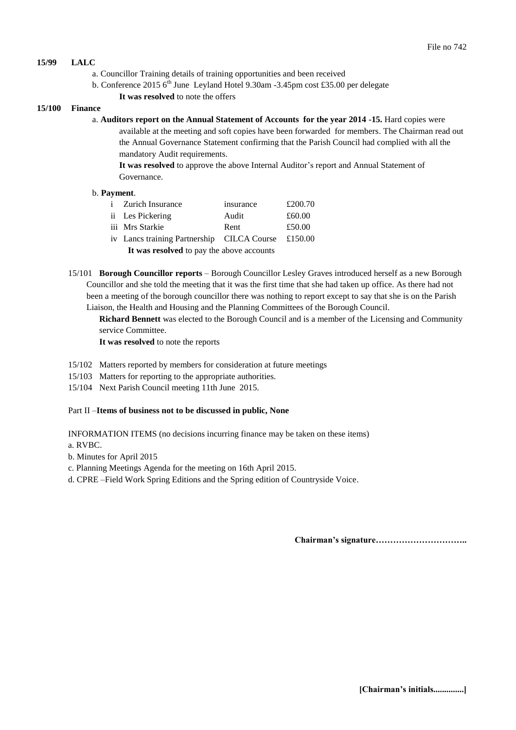File no 742

**15/99 LALC**

a. Councillor Training details of training opportunities and been received

b. Conference 2015 6th June Leyland Hotel 9.30am -3.45pm cost £35.00 per delegate

**It was resolved** to note the offers

**15/100 Finance**

a. **Auditors report on the Annual Statement of Accounts for the year 2014 -15.** Hard copies were available at the meeting and soft copies have been forwarded for members. The Chairman read out the Annual Governance Statement confirming that the Parish Council had complied with all the mandatory Audit requirements.

**It was resolved** to approve the above Internal Auditor's report and Annual Statement of Governance.

b. **Payment**.

| | | | |
|---|---|---|---|
| i | Zurich Insurance | insurance | £200.70 |
| ii | Les Pickering | Audit | £60.00 |
| iii | Mrs Starkie | Rent | £50.00 |
| iv | Lancs training Partnership | CILCA Course | £150.00 |

**It was resolved** to pay the above accounts

15/101 **Borough Councillor reports** – Borough Councillor Lesley Graves introduced herself as a new Borough Councillor and she told the meeting that it was the first time that she had taken up office. As there had not been a meeting of the borough councillor there was nothing to report except to say that she is on the Parish Liaison, the Health and Housing and the Planning Committees of the Borough Council.

**Richard Bennett** was elected to the Borough Council and is a member of the Licensing and Community service Committee.

**It was resolved** to note the reports

15/102 Matters reported by members for consideration at future meetings

15/103 Matters for reporting to the appropriate authorities.

15/104 Next Parish Council meeting 11th June 2015.

Part II –**Items of business not to be discussed in public, None**

INFORMATION ITEMS (no decisions incurring finance may be taken on these items)

a. RVBC.

b. Minutes for April 2015

c. Planning Meetings Agenda for the meeting on 16th April 2015.

d. CPRE –Field Work Spring Editions and the Spring edition of Countryside Voice.

**Chairman's signature…………………………..**

**[Chairman's initials..............]**